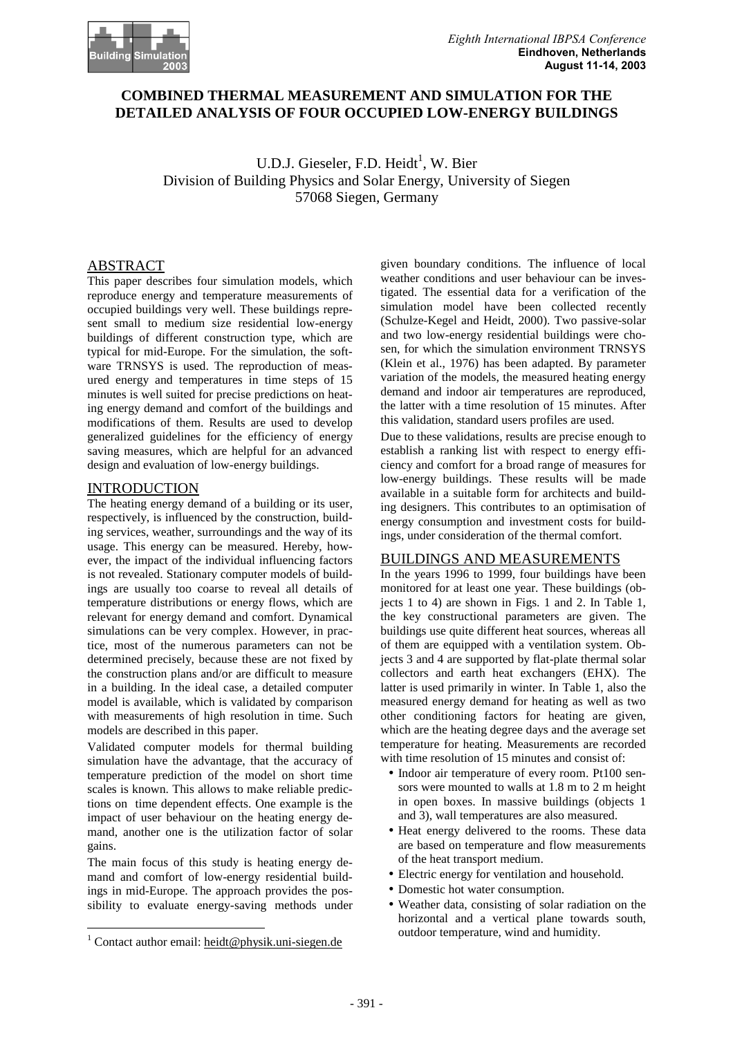# COMBINED THERMAL MEASUREMENT AND SIMULATION FOR THE DETAILED ANALYSIS OF FOUR OCCUPIED LOW-ENERGY BUILDINGS

U.D.J. Gieseler, F.D. Heidt[1], W. Bier
Division of Building Physics and Solar Energy, University of Siegen
57068 Siegen, Germany

## ABSTRACT

This paper describes four simulation models, which reproduce energy and temperature measurements of occupied buildings very well. These buildings represent small to medium size residential low-energy buildings of different construction type, which are typical for mid-Europe. For the simulation, the software TRNSYS is used. The reproduction of measured energy and temperatures in time steps of 15 minutes is well suited for precise predictions on heating energy demand and comfort of the buildings and modifications of them. Results are used to develop generalized guidelines for the efficiency of energy saving measures, which are helpful for an advanced design and evaluation of low-energy buildings.

## INTRODUCTION

The heating energy demand of a building or its user, respectively, is influenced by the construction, building services, weather, surroundings and the way of its usage. This energy can be measured. Hereby, however, the impact of the individual influencing factors is not revealed. Stationary computer models of buildings are usually too coarse to reveal all details of temperature distributions or energy flows, which are relevant for energy demand and comfort. Dynamical simulations can be very complex. However, in practice, most of the numerous parameters can not be determined precisely, because these are not fixed by the construction plans and/or are difficult to measure in a building. In the ideal case, a detailed computer model is available, which is validated by comparison with measurements of high resolution in time. Such models are described in this paper.

Validated computer models for thermal building simulation have the advantage, that the accuracy of temperature prediction of the model on short time scales is known. This allows to make reliable predictions on time dependent effects. One example is the impact of user behaviour on the heating energy demand, another one is the utilization factor of solar gains.

The main focus of this study is heating energy demand and comfort of low-energy residential buildings in mid-Europe. The approach provides the possibility to evaluate energy-saving methods under given boundary conditions. The influence of local weather conditions and user behaviour can be investigated. The essential data for a verification of the simulation model have been collected recently (Schulze-Kegel and Heidt, 2000). Two passive-solar and two low-energy residential buildings were chosen, for which the simulation environment TRNSYS (Klein et al., 1976) has been adapted. By parameter variation of the models, the measured heating energy demand and indoor air temperatures are reproduced, the latter with a time resolution of 15 minutes. After this validation, standard users profiles are used.

Due to these validations, results are precise enough to establish a ranking list with respect to energy efficiency and comfort for a broad range of measures for low-energy buildings. These results will be made available in a suitable form for architects and building designers. This contributes to an optimisation of energy consumption and investment costs for buildings, under consideration of the thermal comfort.

## BUILDINGS AND MEASUREMENTS

In the years 1996 to 1999, four buildings have been monitored for at least one year. These buildings (objects 1 to 4) are shown in Figs. 1 and 2. In Table 1, the key constructional parameters are given. The buildings use quite different heat sources, whereas all of them are equipped with a ventilation system. Objects 3 and 4 are supported by flat-plate thermal solar collectors and earth heat exchangers (EHX). The latter is used primarily in winter. In Table 1, also the measured energy demand for heating as well as two other conditioning factors for heating are given, which are the heating degree days and the average set temperature for heating. Measurements are recorded with time resolution of 15 minutes and consist of:

- Indoor air temperature of every room. Pt100 sensors were mounted to walls at 1.8 m to 2 m height in open boxes. In massive buildings (objects 1 and 3), wall temperatures are also measured.
- Heat energy delivered to the rooms. These data are based on temperature and flow measurements of the heat transport medium.
- Electric energy for ventilation and household.
- Domestic hot water consumption.
- Weather data, consisting of solar radiation on the horizontal and a vertical plane towards south, outdoor temperature, wind and humidity.

[1] Contact author email: heidt@physik.uni-siegen.de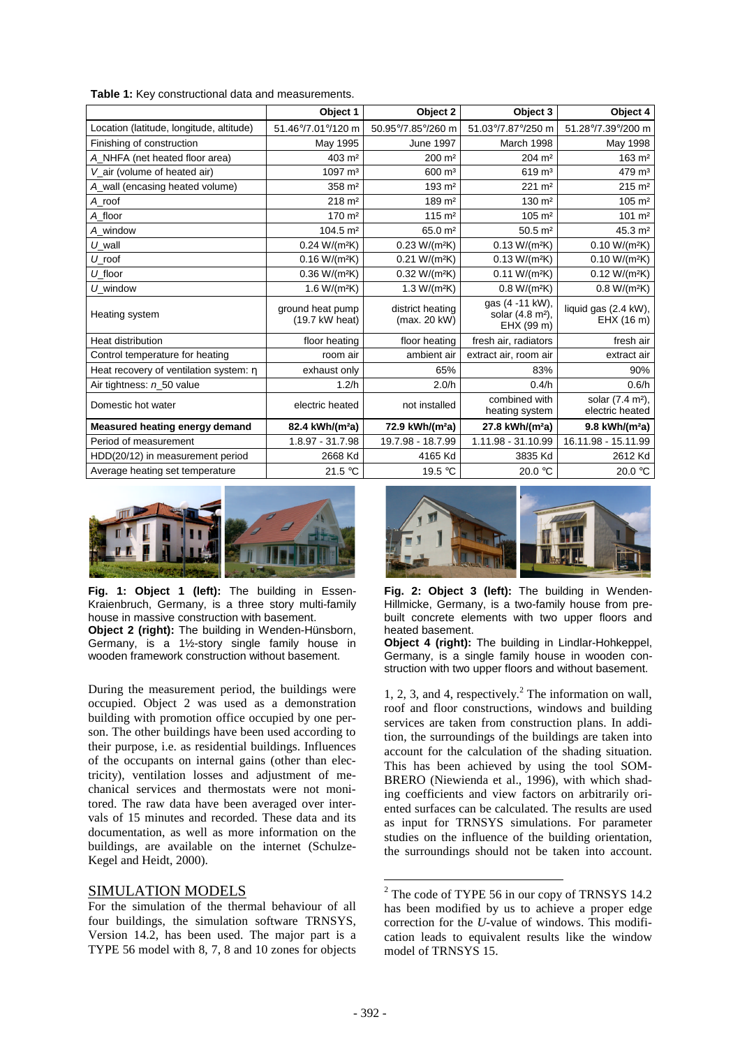**Table 1:** Key constructional data and measurements.

| | Object 1 | Object 2 | Object 3 | Object 4 |
|---|---|---|---|---|
| Location (latitude, longitude, altitude) | 51.46°/7.01°/120 m | 50.95°/7.85°/260 m | 51.03°/7.87°/250 m | 51.28°/7.39°/200 m |
| Finishing of construction | May 1995 | June 1997 | March 1998 | May 1998 |
| $A\_NHFA$ (net heated floor area) | 403 m² | 200 m² | 204 m² | 163 m² |
| $V\_air$ (volume of heated air) | 1097 m³ | 600 m³ | 619 m³ | 479 m³ |
| $A\_wall$ (encasing heated volume) | 358 m² | 193 m² | 221 m² | 215 m² |
| $A\_roof$ | 218 m² | 189 m² | 130 m² | 105 m² |
| $A\_floor$ | 170 m² | 115 m² | 105 m² | 101 m² |
| $A\_window$ | 104.5 m² | 65.0 m² | 50.5 m² | 45.3 m² |
| $U\_wall$ | 0.24 W/(m²K) | 0.23 W/(m²K) | 0.13 W/(m²K) | 0.10 W/(m²K) |
| $U\_roof$ | 0.16 W/(m²K) | 0.21 W/(m²K) | 0.13 W/(m²K) | 0.10 W/(m²K) |
| $U\_floor$ | 0.36 W/(m²K) | 0.32 W/(m²K) | 0.11 W/(m²K) | 0.12 W/(m²K) |
| $U\_window$ | 1.6 W/(m²K) | 1.3 W/(m²K) | 0.8 W/(m²K) | 0.8 W/(m²K) |
| Heating system | ground heat pump (19.7 kW heat) | district heating (max. 20 kW) | gas (4 -11 kW), solar (4.8 m²), EHX (99 m) | liquid gas (2.4 kW), EHX (16 m) |
| Heat distribution | floor heating | floor heating | fresh air, radiators | fresh air |
| Control temperature for heating | room air | ambient air | extract air, room air | extract air |
| Heat recovery of ventilation system: η | exhaust only | 65% | 83% | 90% |
| Air tightness: $n\_50$ value | 1.2/h | 2.0/h | 0.4/h | 0.6/h |
| Domestic hot water | electric heated | not installed | combined with heating system | solar (7.4 m²), electric heated |
| **Measured heating energy demand** | **82.4 kWh/(m²a)** | **72.9 kWh/(m²a)** | **27.8 kWh/(m²a)** | **9.8 kWh/(m²a)** |
| Period of measurement | 1.8.97 - 31.7.98 | 19.7.98 - 18.7.99 | 1.11.98 - 31.10.99 | 16.11.98 - 15.11.99 |
| HDD(20/12) in measurement period | 2668 Kd | 4165 Kd | 3835 Kd | 2612 Kd |
| Average heating set temperature | 21.5 °C | 19.5 °C | 20.0 °C | 20.0 °C |

**Fig. 1: Object 1 (left):** The building in Essen-Kraienbruch, Germany, is a three story multi-family house in massive construction with basement.
**Object 2 (right):** The building in Wenden-Hünsborn, Germany, is a 1½-story single family house in wooden framework construction without basement.

**Fig. 2: Object 3 (left):** The building in Wenden-Hillmicke, Germany, is a two-family house from pre-built concrete elements with two upper floors and heated basement.
**Object 4 (right):** The building in Lindlar-Hohkeppel, Germany, is a single family house in wooden construction with two upper floors and without basement.

During the measurement period, the buildings were occupied. Object 2 was used as a demonstration building with promotion office occupied by one person. The other buildings have been used according to their purpose, i.e. as residential buildings. Influences of the occupants on internal gains (other than electricity), ventilation losses and adjustment of mechanical services and thermostats were not monitored. The raw data have been averaged over intervals of 15 minutes and recorded. These data and its documentation, as well as more information on the buildings, are available on the internet (Schulze-Kegel and Heidt, 2000).

## SIMULATION MODELS

For the simulation of the thermal behaviour of all four buildings, the simulation software TRNSYS, Version 14.2, has been used. The major part is a TYPE 56 model with 8, 7, 8 and 10 zones for objects 1, 2, 3, and 4, respectively.[2] The information on wall, roof and floor constructions, windows and building services are taken from construction plans. In addition, the surroundings of the buildings are taken into account for the calculation of the shading situation. This has been achieved by using the tool SOMBRERO (Niewienda et al., 1996), with which shading coefficients and view factors on arbitrarily oriented surfaces can be calculated. The results are used as input for TRNSYS simulations. For parameter studies on the influence of the building orientation, the surroundings should not be taken into account.

[2] The code of TYPE 56 in our copy of TRNSYS 14.2 has been modified by us to achieve a proper edge correction for the *U*-value of windows. This modification leads to equivalent results like the window model of TRNSYS 15.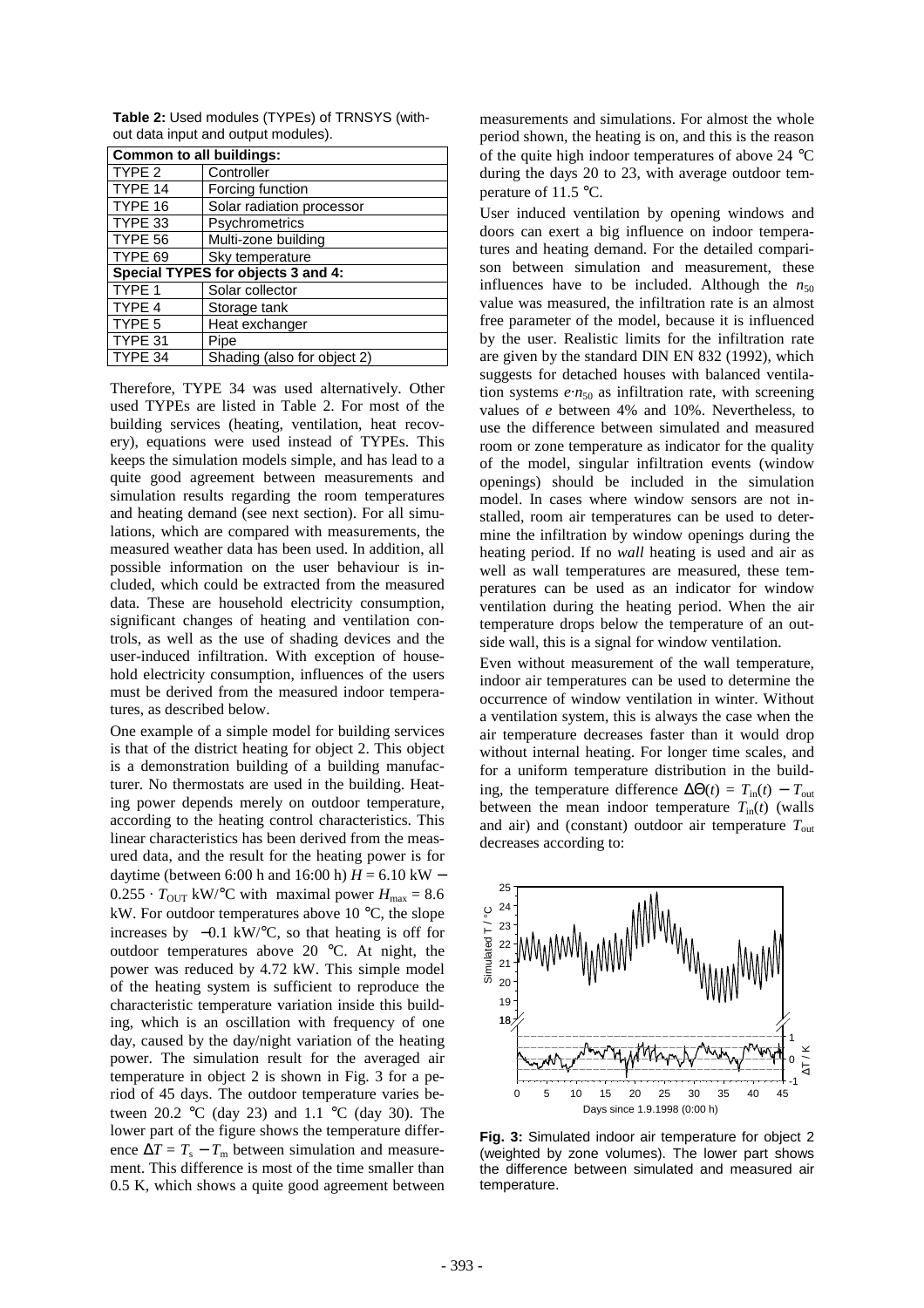**Table 2:** Used modules (TYPEs) of TRNSYS (without data input and output modules).

| Common to all buildings: | |
|---|---|
| TYPE 2 | Controller |
| TYPE 14 | Forcing function |
| TYPE 16 | Solar radiation processor |
| TYPE 33 | Psychrometrics |
| TYPE 56 | Multi-zone building |
| TYPE 69 | Sky temperature |
| **Special TYPES for objects 3 and 4:** | |
| TYPE 1 | Solar collector |
| TYPE 4 | Storage tank |
| TYPE 5 | Heat exchanger |
| TYPE 31 | Pipe |
| TYPE 34 | Shading (also for object 2) |

Therefore, TYPE 34 was used alternatively. Other used TYPEs are listed in Table 2. For most of the building services (heating, ventilation, heat recovery), equations were used instead of TYPEs. This keeps the simulation models simple, and has lead to a quite good agreement between measurements and simulation results regarding the room temperatures and heating demand (see next section). For all simulations, which are compared with measurements, the measured weather data has been used. In addition, all possible information on the user behaviour is included, which could be extracted from the measured data. These are household electricity consumption, significant changes of heating and ventilation controls, as well as the use of shading devices and the user-induced infiltration. With exception of household electricity consumption, influences of the users must be derived from the measured indoor temperatures, as described below.

One example of a simple model for building services is that of the district heating for object 2. This object is a demonstration building of a building manufacturer. No thermostats are used in the building. Heating power depends merely on outdoor temperature, according to the heating control characteristics. This linear characteristics has been derived from the measured data, and the result for the heating power is for daytime (between 6:00 h and 16:00 h) $H = 6.10$ kW − $0.255 \cdot T_{OUT}$ kW/°C with maximal power $H_{max} = 8.6$ kW. For outdoor temperatures above 10 °C, the slope increases by −0.1 kW/°C, so that heating is off for outdoor temperatures above 20 °C. At night, the power was reduced by 4.72 kW. This simple model of the heating system is sufficient to reproduce the characteristic temperature variation inside this building, which is an oscillation with frequency of one day, caused by the day/night variation of the heating power. The simulation result for the averaged air temperature in object 2 is shown in Fig. 3 for a period of 45 days. The outdoor temperature varies between 20.2 °C (day 23) and 1.1 °C (day 30). The lower part of the figure shows the temperature difference $\Delta T = T_s - T_m$ between simulation and measurement. This difference is most of the time smaller than 0.5 K, which shows a quite good agreement between measurements and simulations. For almost the whole period shown, the heating is on, and this is the reason of the quite high indoor temperatures of above 24 °C during the days 20 to 23, with average outdoor temperature of 11.5 °C.

User induced ventilation by opening windows and doors can exert a big influence on indoor temperatures and heating demand. For the detailed comparison between simulation and measurement, these influences have to be included. Although the $n_{50}$ value was measured, the infiltration rate is an almost free parameter of the model, because it is influenced by the user. Realistic limits for the infiltration rate are given by the standard DIN EN 832 (1992), which suggests for detached houses with balanced ventilation systems $e \cdot n_{50}$ as infiltration rate, with screening values of $e$ between 4% and 10%. Nevertheless, to use the difference between simulated and measured room or zone temperature as indicator for the quality of the model, singular infiltration events (window openings) should be included in the simulation model. In cases where window sensors are not installed, room air temperatures can be used to determine the infiltration by window openings during the heating period. If no *wall* heating is used and air as well as wall temperatures are measured, these temperatures can be used as an indicator for window ventilation during the heating period. When the air temperature drops below the temperature of an outside wall, this is a signal for window ventilation.

Even without measurement of the wall temperature, indoor air temperatures can be used to determine the occurrence of window ventilation in winter. Without a ventilation system, this is always the case when the air temperature decreases faster than it would drop without internal heating. For longer time scales, and for a uniform temperature distribution in the building, the temperature difference $\Delta\Theta(t) = T_{in}(t) - T_{out}$ between the mean indoor temperature $T_{in}(t)$ (walls and air) and (constant) outdoor air temperature $T_{out}$ decreases according to:

**Fig. 3:** Simulated indoor air temperature for object 2 (weighted by zone volumes). The lower part shows the difference between simulated and measured air temperature.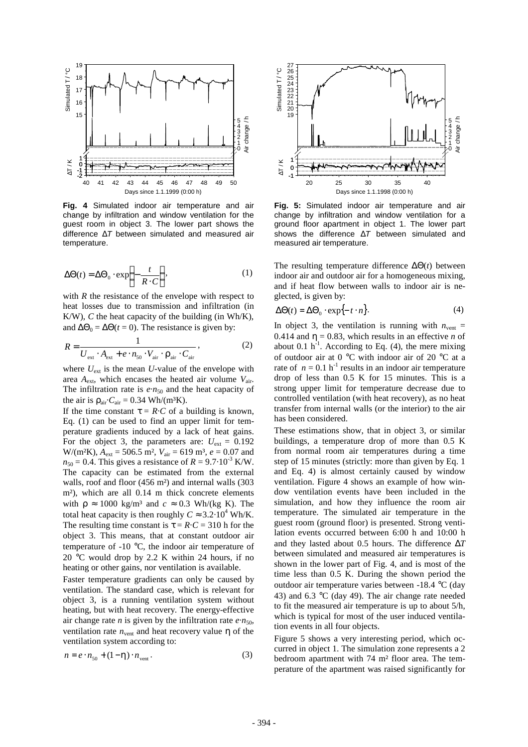**Fig. 4** Simulated indoor air temperature and air change by infiltration and window ventilation for the guest room in object 3. The lower part shows the difference $\Delta T$ between simulated and measured air temperature.

**Fig. 5:** Simulated indoor air temperature and air change by infiltration and window ventilation for a ground floor apartment in object 1. The lower part shows the difference $\Delta T$ between simulated and measured air temperature.

$$\Delta\Theta(t) = \Delta\Theta_0 \cdot \exp\left(-\frac{t}{R \cdot C}\right), \tag{1}$$

with $R$ the resistance of the envelope with respect to heat losses due to transmission and infiltration (in K/W), $C$ the heat capacity of the building (in Wh/K), and $\Delta\Theta_0 = \Delta\Theta(t = 0)$. The resistance is given by:

$$R = \frac{1}{U_{\mathrm{ext}} \cdot A_{\mathrm{ext}} + e \cdot n_{50} \cdot V_{\mathrm{air}} \cdot \rho_{\mathrm{air}} \cdot C_{\mathrm{air}}}, \tag{2}$$

where $U_{\mathrm{ext}}$ is the mean $U$-value of the envelope with area $A_{\mathrm{ext}}$, which encases the heated air volume $V_{\mathrm{air}}$. The infiltration rate is $e{\cdot}n_{50}$ and the heat capacity of the air is $\rho_{\mathrm{air}}{\cdot}C_{\mathrm{air}} = 0.34$ Wh/(m³K).

If the time constant $\tau = R{\cdot}C$ of a building is known, Eq. (1) can be used to find an upper limit for temperature gradients induced by a lack of heat gains. For the object 3, the parameters are: $U_{\mathrm{ext}} = 0.192$ W/(m²K), $A_{\mathrm{ext}} = 506.5$ m², $V_{\mathrm{air}} = 619$ m³, $e = 0.07$ and $n_{50} = 0.4$. This gives a resistance of $R = 9.7{\cdot}10^{-3}$ K/W. The capacity can be estimated from the external walls, roof and floor (456 m²) and internal walls (303 m²), which are all 0.14 m thick concrete elements with $\rho \approx 1000$ kg/m³ and $c \approx 0.3$ Wh/(kg K). The total heat capacity is then roughly $C \approx 3.2{\cdot}10^4$ Wh/K. The resulting time constant is $\tau = R{\cdot}C = 310$ h for the object 3. This means, that at constant outdoor air temperature of -10 °C, the indoor air temperature of 20 °C would drop by 2.2 K within 24 hours, if no heating or other gains, nor ventilation is available.

Faster temperature gradients can only be caused by ventilation. The standard case, which is relevant for object 3, is a running ventilation system without heating, but with heat recovery. The energy-effective air change rate $n$ is given by the infiltration rate $e{\cdot}n_{50}$, ventilation rate $n_{\mathrm{vent}}$ and heat recovery value $\eta$ of the ventilation system according to:

$$n = e \cdot n_{50} + (1 - \eta) \cdot n_{\mathrm{vent}}. \tag{3}$$

The resulting temperature difference $\Delta\Theta(t)$ between indoor air and outdoor air for a homogeneous mixing, and if heat flow between walls to indoor air is neglected, is given by:

$$\Delta\Theta(t) = \Delta\Theta_0 \cdot \exp\{-t \cdot n\}. \tag{4}$$

In object 3, the ventilation is running with $n_{\mathrm{vent}} = 0.414$ and $\eta = 0.83$, which results in an effective $n$ of about 0.1 $\mathrm{h}^{-1}$. According to Eq. (4), the mere mixing of outdoor air at 0 °C with indoor air of 20 °C at a rate of $n = 0.1$ $\mathrm{h}^{-1}$ results in an indoor air temperature drop of less than 0.5 K for 15 minutes. This is a strong upper limit for temperature decrease due to controlled ventilation (with heat recovery), as no heat transfer from internal walls (or the interior) to the air has been considered.

These estimations show, that in object 3, or similar buildings, a temperature drop of more than 0.5 K from normal room air temperatures during a time step of 15 minutes (strictly: more than given by Eq. 1 and Eq. 4) is almost certainly caused by window ventilation. Figure 4 shows an example of how window ventilation events have been included in the simulation, and how they influence the room air temperature. The simulated air temperature in the guest room (ground floor) is presented. Strong ventilation events occurred between 6:00 h and 10:00 h and they lasted about 0.5 hours. The difference $\Delta T$ between simulated and measured air temperatures is shown in the lower part of Fig. 4, and is most of the time less than 0.5 K. During the shown period the outdoor air temperature varies between -18.4 °C (day 43) and 6.3 °C (day 49). The air change rate needed to fit the measured air temperature is up to about 5/h, which is typical for most of the user induced ventilation events in all four objects.

Figure 5 shows a very interesting period, which occurred in object 1. The simulation zone represents a 2 bedroom apartment with 74 m² floor area. The temperature of the apartment was raised significantly for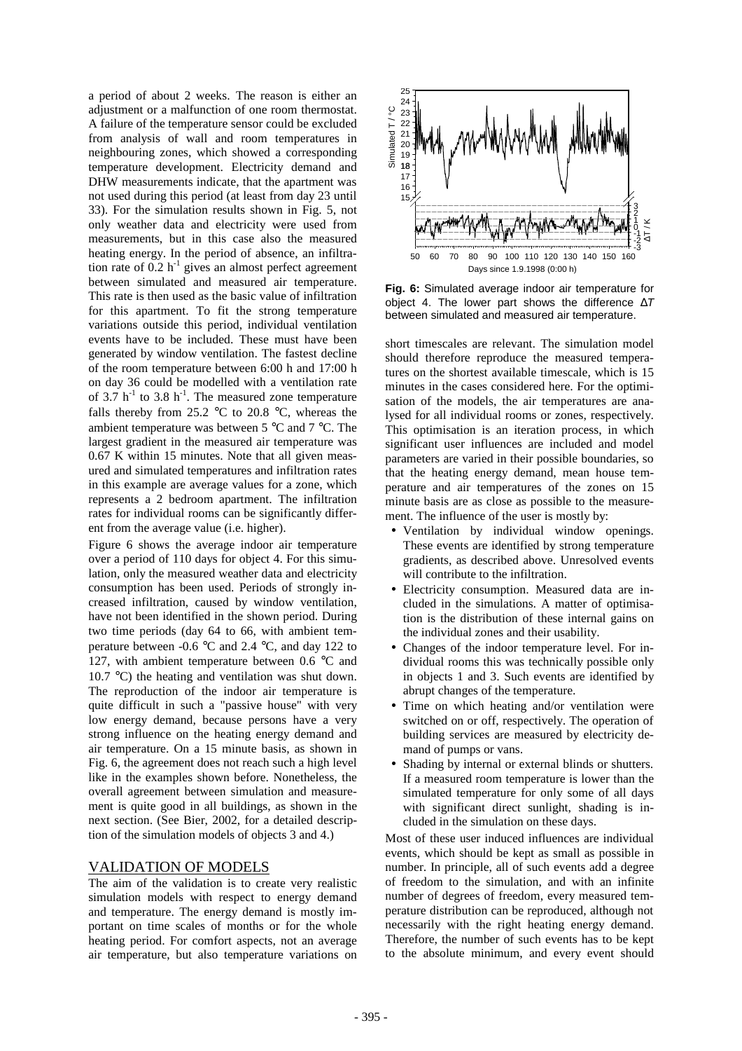a period of about 2 weeks. The reason is either an adjustment or a malfunction of one room thermostat. A failure of the temperature sensor could be excluded from analysis of wall and room temperatures in neighbouring zones, which showed a corresponding temperature development. Electricity demand and DHW measurements indicate, that the apartment was not used during this period (at least from day 23 until 33). For the simulation results shown in Fig. 5, not only weather data and electricity were used from measurements, but in this case also the measured heating energy. In the period of absence, an infiltration rate of 0.2 $h^{-1}$ gives an almost perfect agreement between simulated and measured air temperature. This rate is then used as the basic value of infiltration for this apartment. To fit the strong temperature variations outside this period, individual ventilation events have to be included. These must have been generated by window ventilation. The fastest decline of the room temperature between 6:00 h and 17:00 h on day 36 could be modelled with a ventilation rate of 3.7 $h^{-1}$ to 3.8 $h^{-1}$. The measured zone temperature falls thereby from 25.2 °C to 20.8 °C, whereas the ambient temperature was between 5 °C and 7 °C. The largest gradient in the measured air temperature was 0.67 K within 15 minutes. Note that all given measured and simulated temperatures and infiltration rates in this example are average values for a zone, which represents a 2 bedroom apartment. The infiltration rates for individual rooms can be significantly different from the average value (i.e. higher).

Figure 6 shows the average indoor air temperature over a period of 110 days for object 4. For this simulation, only the measured weather data and electricity consumption has been used. Periods of strongly increased infiltration, caused by window ventilation, have not been identified in the shown period. During two time periods (day 64 to 66, with ambient temperature between -0.6 °C and 2.4 °C, and day 122 to 127, with ambient temperature between 0.6 °C and 10.7 °C) the heating and ventilation was shut down. The reproduction of the indoor air temperature is quite difficult in such a "passive house" with very low energy demand, because persons have a very strong influence on the heating energy demand and air temperature. On a 15 minute basis, as shown in Fig. 6, the agreement does not reach such a high level like in the examples shown before. Nonetheless, the overall agreement between simulation and measurement is quite good in all buildings, as shown in the next section. (See Bier, 2002, for a detailed description of the simulation models of objects 3 and 4.)

## VALIDATION OF MODELS

The aim of the validation is to create very realistic simulation models with respect to energy demand and temperature. The energy demand is mostly important on time scales of months or for the whole heating period. For comfort aspects, not an average air temperature, but also temperature variations on short timescales are relevant. The simulation model should therefore reproduce the measured temperatures on the shortest available timescale, which is 15 minutes in the cases considered here. For the optimisation of the models, the air temperatures are analysed for all individual rooms or zones, respectively. This optimisation is an iteration process, in which significant user influences are included and model parameters are varied in their possible boundaries, so that the heating energy demand, mean house temperature and air temperatures of the zones on 15 minute basis are as close as possible to the measurement. The influence of the user is mostly by:

- Ventilation by individual window openings. These events are identified by strong temperature gradients, as described above. Unresolved events will contribute to the infiltration.
- Electricity consumption. Measured data are included in the simulations. A matter of optimisation is the distribution of these internal gains on the individual zones and their usability.
- Changes of the indoor temperature level. For individual rooms this was technically possible only in objects 1 and 3. Such events are identified by abrupt changes of the temperature.
- Time on which heating and/or ventilation were switched on or off, respectively. The operation of building services are measured by electricity demand of pumps or vans.
- Shading by internal or external blinds or shutters. If a measured room temperature is lower than the simulated temperature for only some of all days with significant direct sunlight, shading is included in the simulation on these days.

Most of these user induced influences are individual events, which should be kept as small as possible in number. In principle, all of such events add a degree of freedom to the simulation, and with an infinite number of degrees of freedom, every measured temperature distribution can be reproduced, although not necessarily with the right heating energy demand. Therefore, the number of such events has to be kept to the absolute minimum, and every event should

**Fig. 6:** Simulated average indoor air temperature for object 4. The lower part shows the difference Δ*T* between simulated and measured air temperature.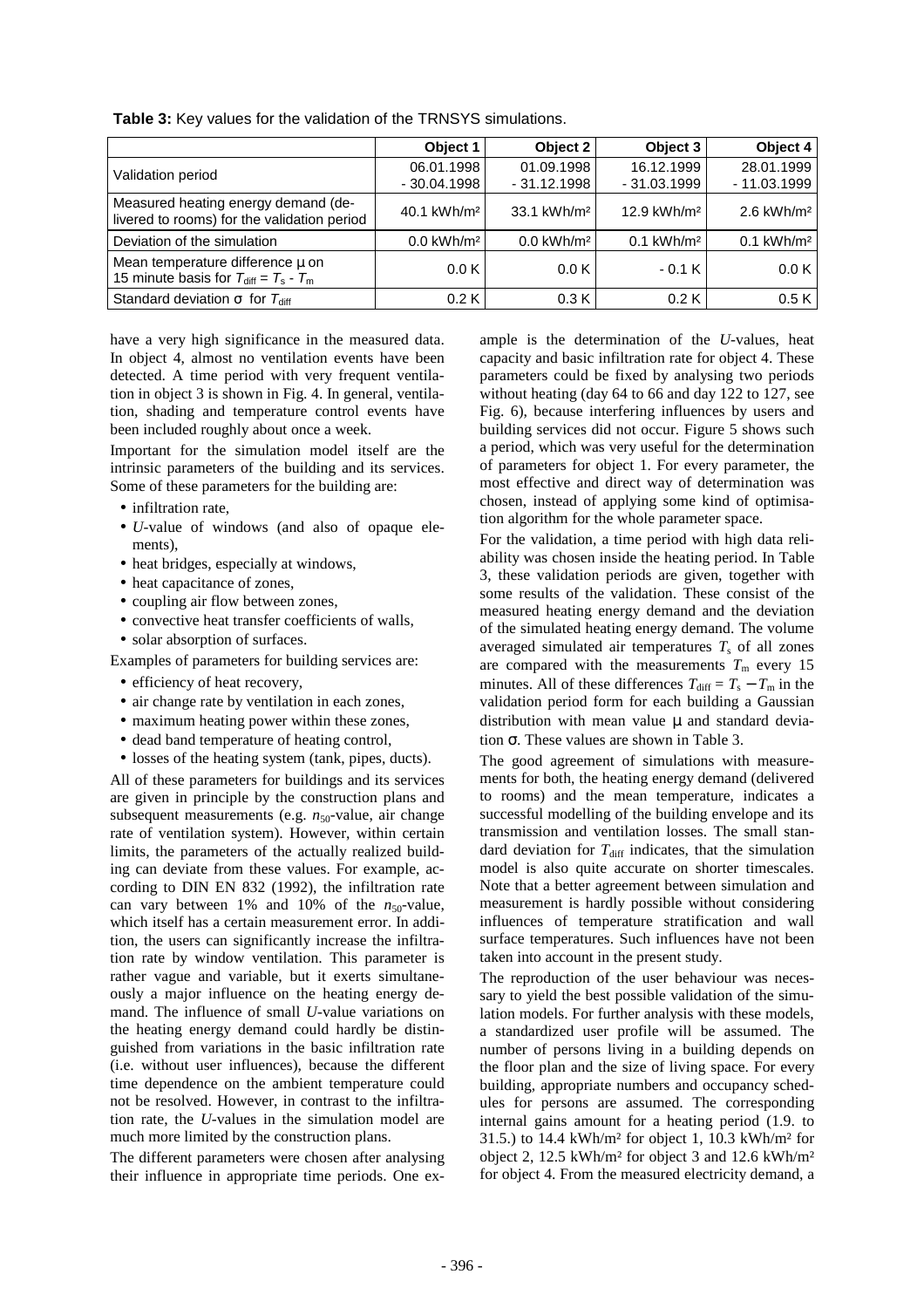**Table 3:** Key values for the validation of the TRNSYS simulations.

| | Object 1 | Object 2 | Object 3 | Object 4 |
|---|---|---|---|---|
| Validation period | 06.01.1998 - 30.04.1998 | 01.09.1998 - 31.12.1998 | 16.12.1999 - 31.03.1999 | 28.01.1999 - 11.03.1999 |
| Measured heating energy demand (delivered to rooms) for the validation period | 40.1 kWh/m² | 33.1 kWh/m² | 12.9 kWh/m² | 2.6 kWh/m² |
| Deviation of the simulation | 0.0 kWh/m² | 0.0 kWh/m² | 0.1 kWh/m² | 0.1 kWh/m² |
| Mean temperature difference μ on 15 minute basis for $T_{diff} = T_s - T_m$ | 0.0 K | 0.0 K | - 0.1 K | 0.0 K |
| Standard deviation σ for $T_{diff}$ | 0.2 K | 0.3 K | 0.2 K | 0.5 K |

have a very high significance in the measured data. In object 4, almost no ventilation events have been detected. A time period with very frequent ventilation in object 3 is shown in Fig. 4. In general, ventilation, shading and temperature control events have been included roughly about once a week.

Important for the simulation model itself are the intrinsic parameters of the building and its services. Some of these parameters for the building are:

- infiltration rate,
- *U*-value of windows (and also of opaque elements),
- heat bridges, especially at windows,
- heat capacitance of zones,
- coupling air flow between zones,
- convective heat transfer coefficients of walls,
- solar absorption of surfaces.

Examples of parameters for building services are:

- efficiency of heat recovery,
- air change rate by ventilation in each zones,
- maximum heating power within these zones,
- dead band temperature of heating control,
- losses of the heating system (tank, pipes, ducts).

All of these parameters for buildings and its services are given in principle by the construction plans and subsequent measurements (e.g. $n_{50}$-value, air change rate of ventilation system). However, within certain limits, the parameters of the actually realized building can deviate from these values. For example, according to DIN EN 832 (1992), the infiltration rate can vary between 1% and 10% of the $n_{50}$-value, which itself has a certain measurement error. In addition, the users can significantly increase the infiltration rate by window ventilation. This parameter is rather vague and variable, but it exerts simultaneously a major influence on the heating energy demand. The influence of small *U*-value variations on the heating energy demand could hardly be distinguished from variations in the basic infiltration rate (i.e. without user influences), because the different time dependence on the ambient temperature could not be resolved. However, in contrast to the infiltration rate, the *U*-values in the simulation model are much more limited by the construction plans.

The different parameters were chosen after analysing their influence in appropriate time periods. One example is the determination of the *U*-values, heat capacity and basic infiltration rate for object 4. These parameters could be fixed by analysing two periods without heating (day 64 to 66 and day 122 to 127, see Fig. 6), because interfering influences by users and building services did not occur. Figure 5 shows such a period, which was very useful for the determination of parameters for object 1. For every parameter, the most effective and direct way of determination was chosen, instead of applying some kind of optimisation algorithm for the whole parameter space.

For the validation, a time period with high data reliability was chosen inside the heating period. In Table 3, these validation periods are given, together with some results of the validation. These consist of the measured heating energy demand and the deviation of the simulated heating energy demand. The volume averaged simulated air temperatures $T_s$ of all zones are compared with the measurements $T_m$ every 15 minutes. All of these differences $T_{diff} = T_s - T_m$ in the validation period form for each building a Gaussian distribution with mean value μ and standard deviation σ. These values are shown in Table 3.

The good agreement of simulations with measurements for both, the heating energy demand (delivered to rooms) and the mean temperature, indicates a successful modelling of the building envelope and its transmission and ventilation losses. The small standard deviation for $T_{diff}$ indicates, that the simulation model is also quite accurate on shorter timescales. Note that a better agreement between simulation and measurement is hardly possible without considering influences of temperature stratification and wall surface temperatures. Such influences have not been taken into account in the present study.

The reproduction of the user behaviour was necessary to yield the best possible validation of the simulation models. For further analysis with these models, a standardized user profile will be assumed. The number of persons living in a building depends on the floor plan and the size of living space. For every building, appropriate numbers and occupancy schedules for persons are assumed. The corresponding internal gains amount for a heating period (1.9. to 31.5.) to 14.4 kWh/m² for object 1, 10.3 kWh/m² for object 2, 12.5 kWh/m² for object 3 and 12.6 kWh/m² for object 4. From the measured electricity demand, a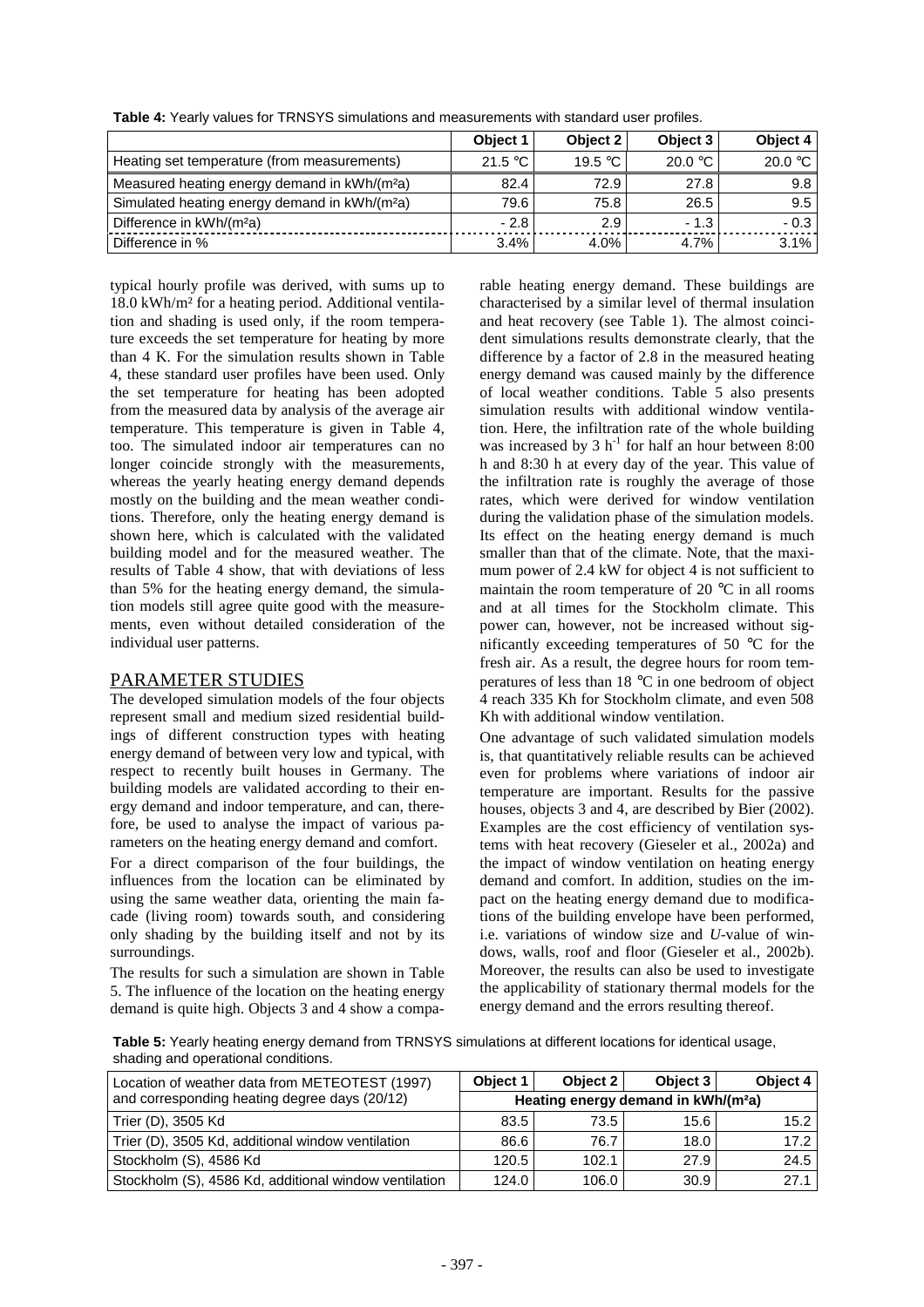**Table 4:** Yearly values for TRNSYS simulations and measurements with standard user profiles.

| | Object 1 | Object 2 | Object 3 | Object 4 |
|---|---|---|---|---|
| Heating set temperature (from measurements) | 21.5 °C | 19.5 °C | 20.0 °C | 20.0 °C |
| Measured heating energy demand in kWh/(m²a) | 82.4 | 72.9 | 27.8 | 9.8 |
| Simulated heating energy demand in kWh/(m²a) | 79.6 | 75.8 | 26.5 | 9.5 |
| Difference in kWh/(m²a) | - 2.8 | 2.9 | - 1.3 | - 0.3 |
| Difference in % | 3.4% | 4.0% | 4.7% | 3.1% |

typical hourly profile was derived, with sums up to 18.0 kWh/m² for a heating period. Additional ventilation and shading is used only, if the room temperature exceeds the set temperature for heating by more than 4 K. For the simulation results shown in Table 4, these standard user profiles have been used. Only the set temperature for heating has been adopted from the measured data by analysis of the average air temperature. This temperature is given in Table 4, too. The simulated indoor air temperatures can no longer coincide strongly with the measurements, whereas the yearly heating energy demand depends mostly on the building and the mean weather conditions. Therefore, only the heating energy demand is shown here, which is calculated with the validated building model and for the measured weather. The results of Table 4 show, that with deviations of less than 5% for the heating energy demand, the simulation models still agree quite good with the measurements, even without detailed consideration of the individual user patterns.

## PARAMETER STUDIES

The developed simulation models of the four objects represent small and medium sized residential buildings of different construction types with heating energy demand of between very low and typical, with respect to recently built houses in Germany. The building models are validated according to their energy demand and indoor temperature, and can, therefore, be used to analyse the impact of various parameters on the heating energy demand and comfort.

For a direct comparison of the four buildings, the influences from the location can be eliminated by using the same weather data, orienting the main facade (living room) towards south, and considering only shading by the building itself and not by its surroundings.

The results for such a simulation are shown in Table 5. The influence of the location on the heating energy demand is quite high. Objects 3 and 4 show a comparable heating energy demand. These buildings are characterised by a similar level of thermal insulation and heat recovery (see Table 1). The almost coincident simulations results demonstrate clearly, that the difference by a factor of 2.8 in the measured heating energy demand was caused mainly by the difference of local weather conditions. Table 5 also presents simulation results with additional window ventilation. Here, the infiltration rate of the whole building was increased by 3 $h^{-1}$ for half an hour between 8:00 h and 8:30 h at every day of the year. This value of the infiltration rate is roughly the average of those rates, which were derived for window ventilation during the validation phase of the simulation models. Its effect on the heating energy demand is much smaller than that of the climate. Note, that the maximum power of 2.4 kW for object 4 is not sufficient to maintain the room temperature of 20 °C in all rooms and at all times for the Stockholm climate. This power can, however, not be increased without significantly exceeding temperatures of 50 °C for the fresh air. As a result, the degree hours for room temperatures of less than 18 °C in one bedroom of object 4 reach 335 Kh for Stockholm climate, and even 508 Kh with additional window ventilation.

One advantage of such validated simulation models is, that quantitatively reliable results can be achieved even for problems where variations of indoor air temperature are important. Results for the passive houses, objects 3 and 4, are described by Bier (2002). Examples are the cost efficiency of ventilation systems with heat recovery (Gieseler et al., 2002a) and the impact of window ventilation on heating energy demand and comfort. In addition, studies on the impact on the heating energy demand due to modifications of the building envelope have been performed, i.e. variations of window size and *U*-value of windows, walls, roof and floor (Gieseler et al., 2002b). Moreover, the results can also be used to investigate the applicability of stationary thermal models for the energy demand and the errors resulting thereof.

**Table 5:** Yearly heating energy demand from TRNSYS simulations at different locations for identical usage, shading and operational conditions.

| Location of weather data from METEOTEST (1997) and corresponding heating degree days (20/12) | Object 1 | Object 2 | Object 3 | Object 4 |
|---|---|---|---|---|
| | Heating energy demand in kWh/(m²a) | | | |
| Trier (D), 3505 Kd | 83.5 | 73.5 | 15.6 | 15.2 |
| Trier (D), 3505 Kd, additional window ventilation | 86.6 | 76.7 | 18.0 | 17.2 |
| Stockholm (S), 4586 Kd | 120.5 | 102.1 | 27.9 | 24.5 |
| Stockholm (S), 4586 Kd, additional window ventilation | 124.0 | 106.0 | 30.9 | 27.1 |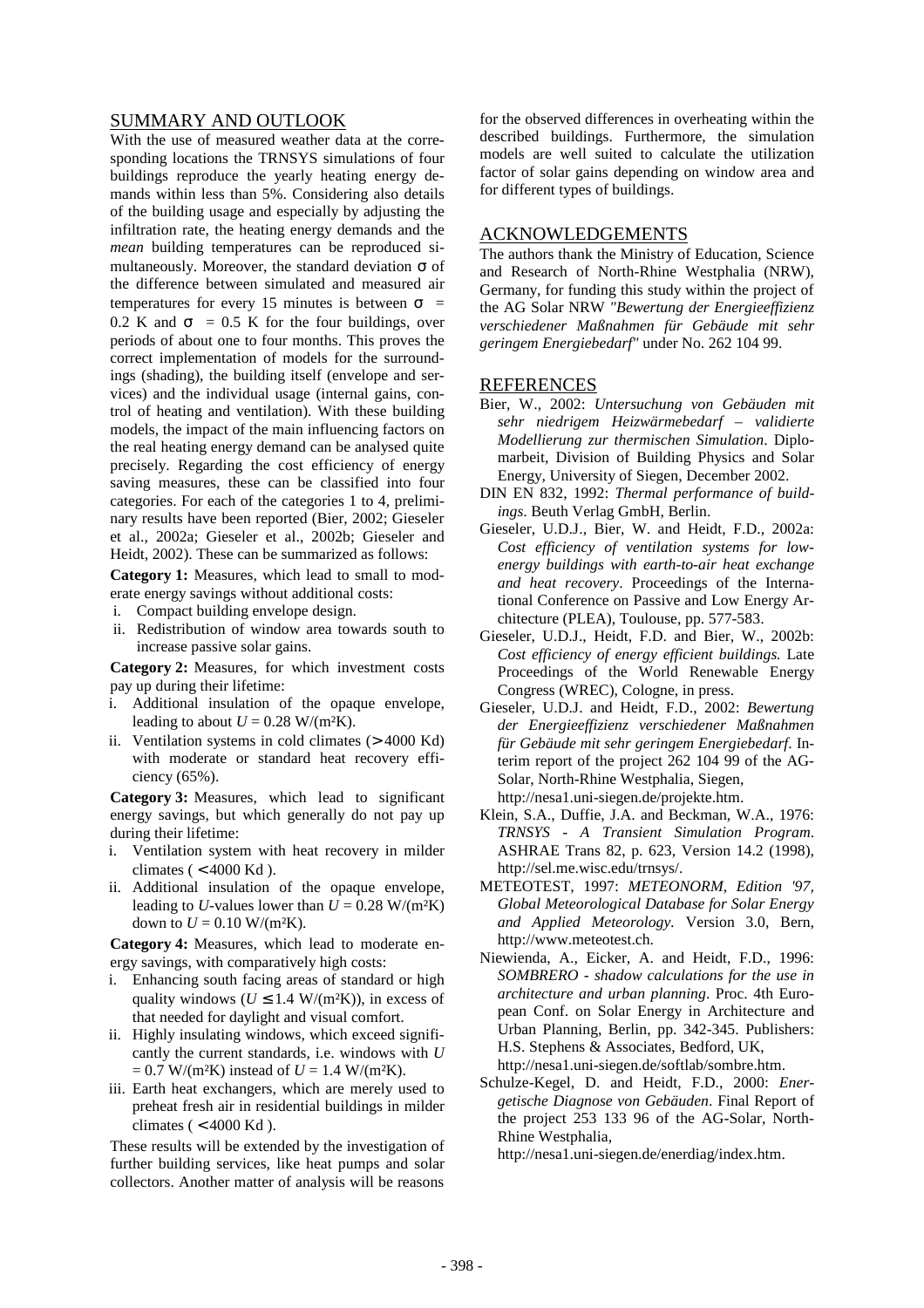## SUMMARY AND OUTLOOK

With the use of measured weather data at the corresponding locations the TRNSYS simulations of four buildings reproduce the yearly heating energy demands within less than 5%. Considering also details of the building usage and especially by adjusting the infiltration rate, the heating energy demands and the *mean* building temperatures can be reproduced simultaneously. Moreover, the standard deviation $\sigma$ of the difference between simulated and measured air temperatures for every 15 minutes is between $\sigma$ = 0.2 K and $\sigma$ = 0.5 K for the four buildings, over periods of about one to four months. This proves the correct implementation of models for the surroundings (shading), the building itself (envelope and services) and the individual usage (internal gains, control of heating and ventilation). With these building models, the impact of the main influencing factors on the real heating energy demand can be analysed quite precisely. Regarding the cost efficiency of energy saving measures, these can be classified into four categories. For each of the categories 1 to 4, preliminary results have been reported (Bier, 2002; Gieseler et al., 2002a; Gieseler et al., 2002b; Gieseler and Heidt, 2002). These can be summarized as follows:

**Category 1:** Measures, which lead to small to moderate energy savings without additional costs:

- i. Compact building envelope design.
- ii. Redistribution of window area towards south to increase passive solar gains.

**Category 2:** Measures, for which investment costs pay up during their lifetime:

- i. Additional insulation of the opaque envelope, leading to about $U = 0.28$ W/(m²K).
- ii. Ventilation systems in cold climates (> 4000 Kd) with moderate or standard heat recovery efficiency (65%).

**Category 3:** Measures, which lead to significant energy savings, but which generally do not pay up during their lifetime:

- i. Ventilation system with heat recovery in milder climates ( < 4000 Kd ).
- ii. Additional insulation of the opaque envelope, leading to $U$-values lower than $U = 0.28$ W/(m²K) down to $U = 0.10$ W/(m²K).

**Category 4:** Measures, which lead to moderate energy savings, with comparatively high costs:

- i. Enhancing south facing areas of standard or high quality windows ($U \leq 1.4$ W/(m²K)), in excess of that needed for daylight and visual comfort.
- ii. Highly insulating windows, which exceed significantly the current standards, i.e. windows with $U = 0.7$ W/(m²K) instead of $U = 1.4$ W/(m²K).
- iii. Earth heat exchangers, which are merely used to preheat fresh air in residential buildings in milder climates ( < 4000 Kd ).

These results will be extended by the investigation of further building services, like heat pumps and solar collectors. Another matter of analysis will be reasons for the observed differences in overheating within the described buildings. Furthermore, the simulation models are well suited to calculate the utilization factor of solar gains depending on window area and for different types of buildings.

## ACKNOWLEDGEMENTS

The authors thank the Ministry of Education, Science and Research of North-Rhine Westphalia (NRW), Germany, for funding this study within the project of the AG Solar NRW *"Bewertung der Energieeffizienz verschiedener Maßnahmen für Gebäude mit sehr geringem Energiebedarf"* under No. 262 104 99.

## REFERENCES

Bier, W., 2002: *Untersuchung von Gebäuden mit sehr niedrigem Heizwärmebedarf – validierte Modellierung zur thermischen Simulation*. Diplomarbeit, Division of Building Physics and Solar Energy, University of Siegen, December 2002.

DIN EN 832, 1992: *Thermal performance of buildings*. Beuth Verlag GmbH, Berlin.

Gieseler, U.D.J., Bier, W. and Heidt, F.D., 2002a: *Cost efficiency of ventilation systems for low-energy buildings with earth-to-air heat exchange and heat recovery*. Proceedings of the International Conference on Passive and Low Energy Architecture (PLEA), Toulouse, pp. 577-583.

Gieseler, U.D.J., Heidt, F.D. and Bier, W., 2002b: *Cost efficiency of energy efficient buildings.* Late Proceedings of the World Renewable Energy Congress (WREC), Cologne, in press.

Gieseler, U.D.J. and Heidt, F.D., 2002: *Bewertung der Energieeffizienz verschiedener Maßnahmen für Gebäude mit sehr geringem Energiebedarf*. Interim report of the project 262 104 99 of the AG-Solar, North-Rhine Westphalia, Siegen, http://nesa1.uni-siegen.de/projekte.htm.

Klein, S.A., Duffie, J.A. and Beckman, W.A., 1976: *TRNSYS - A Transient Simulation Program*. ASHRAE Trans 82, p. 623, Version 14.2 (1998), http://sel.me.wisc.edu/trnsys/.

METEOTEST, 1997: *METEONORM, Edition '97, Global Meteorological Database for Solar Energy and Applied Meteorology*. Version 3.0, Bern, http://www.meteotest.ch.

Niewienda, A., Eicker, A. and Heidt, F.D., 1996: *SOMBRERO - shadow calculations for the use in architecture and urban planning*. Proc. 4th European Conf. on Solar Energy in Architecture and Urban Planning, Berlin, pp. 342-345. Publishers: H.S. Stephens & Associates, Bedford, UK, http://nesa1.uni-siegen.de/softlab/sombre.htm.

Schulze-Kegel, D. and Heidt, F.D., 2000: *Energetische Diagnose von Gebäuden*. Final Report of the project 253 133 96 of the AG-Solar, North-Rhine Westphalia, http://nesa1.uni-siegen.de/enerdiag/index.htm.